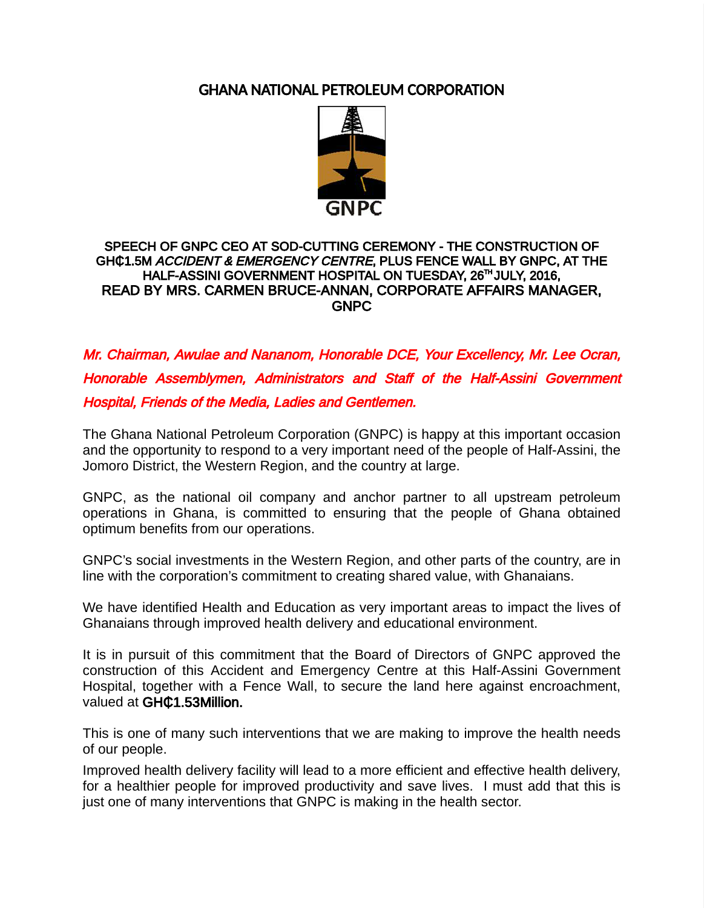# GHANA NATIONAL PETROLEUM CORPORATION

GNPC

**SPEECH OF GNPC CEO AT SOD-CUTTING CEREMONY - THE CONSTRUCTION OF GH₵1.5M *ACCIDENT & EMERGENCY CENTRE*, PLUS FENCE WALL BY GNPC, AT THE HALF-ASSINI GOVERNMENT HOSPITAL ON TUESDAY, 26TH JULY, 2016, READ BY MRS. CARMEN BRUCE-ANNAN, CORPORATE AFFAIRS MANAGER, GNPC**

***Mr. Chairman, Awulae and Nananom, Honorable DCE, Your Excellency, Mr. Lee Ocran, Honorable Assemblymen, Administrators and Staff of the Half-Assini Government Hospital, Friends of the Media, Ladies and Gentlemen.***

The Ghana National Petroleum Corporation (GNPC) is happy at this important occasion and the opportunity to respond to a very important need of the people of Half-Assini, the Jomoro District, the Western Region, and the country at large.

GNPC, as the national oil company and anchor partner to all upstream petroleum operations in Ghana, is committed to ensuring that the people of Ghana obtained optimum benefits from our operations.

GNPC's social investments in the Western Region, and other parts of the country, are in line with the corporation's commitment to creating shared value, with Ghanaians.

We have identified Health and Education as very important areas to impact the lives of Ghanaians through improved health delivery and educational environment.

It is in pursuit of this commitment that the Board of Directors of GNPC approved the construction of this Accident and Emergency Centre at this Half-Assini Government Hospital, together with a Fence Wall, to secure the land here against encroachment, valued at **GH₵1.53Million.**

This is one of many such interventions that we are making to improve the health needs of our people.

Improved health delivery facility will lead to a more efficient and effective health delivery, for a healthier people for improved productivity and save lives. I must add that this is just one of many interventions that GNPC is making in the health sector.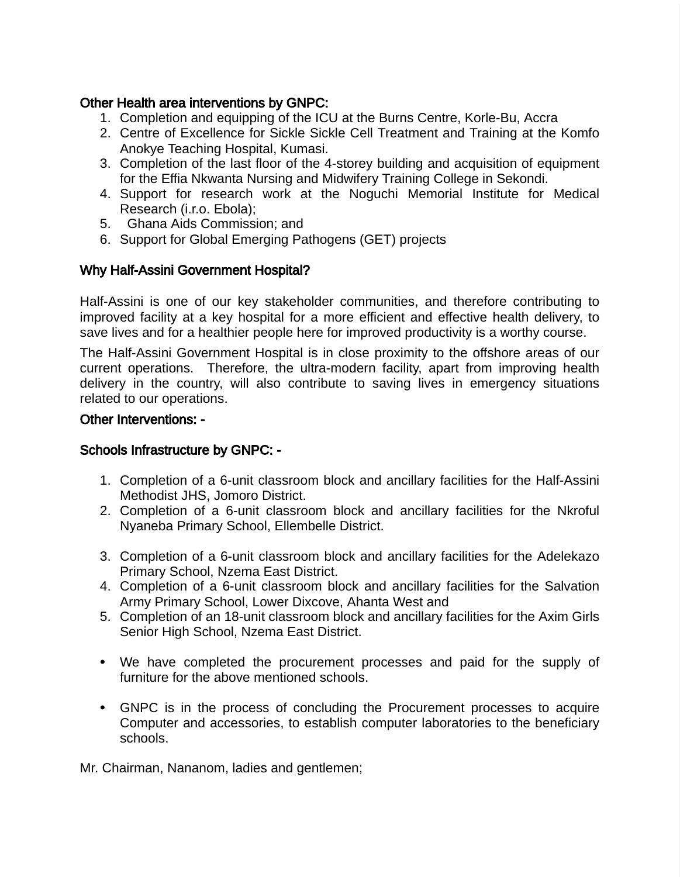**Other Health area interventions by GNPC:**

1. Completion and equipping of the ICU at the Burns Centre, Korle-Bu, Accra
2. Centre of Excellence for Sickle Sickle Cell Treatment and Training at the Komfo Anokye Teaching Hospital, Kumasi.
3. Completion of the last floor of the 4-storey building and acquisition of equipment for the Effia Nkwanta Nursing and Midwifery Training College in Sekondi.
4. Support for research work at the Noguchi Memorial Institute for Medical Research (i.r.o. Ebola);
5. Ghana Aids Commission; and
6. Support for Global Emerging Pathogens (GET) projects

**Why Half-Assini Government Hospital?**

Half-Assini is one of our key stakeholder communities, and therefore contributing to improved facility at a key hospital for a more efficient and effective health delivery, to save lives and for a healthier people here for improved productivity is a worthy course.

The Half-Assini Government Hospital is in close proximity to the offshore areas of our current operations. Therefore, the ultra-modern facility, apart from improving health delivery in the country, will also contribute to saving lives in emergency situations related to our operations.

**Other Interventions: -**

**Schools Infrastructure by GNPC: -**

1. Completion of a 6-unit classroom block and ancillary facilities for the Half-Assini Methodist JHS, Jomoro District.
2. Completion of a 6-unit classroom block and ancillary facilities for the Nkroful Nyaneba Primary School, Ellembelle District.
3. Completion of a 6-unit classroom block and ancillary facilities for the Adelekazo Primary School, Nzema East District.
4. Completion of a 6-unit classroom block and ancillary facilities for the Salvation Army Primary School, Lower Dixcove, Ahanta West and
5. Completion of an 18-unit classroom block and ancillary facilities for the Axim Girls Senior High School, Nzema East District.

- We have completed the procurement processes and paid for the supply of furniture for the above mentioned schools.

- GNPC is in the process of concluding the Procurement processes to acquire Computer and accessories, to establish computer laboratories to the beneficiary schools.

Mr. Chairman, Nananom, ladies and gentlemen;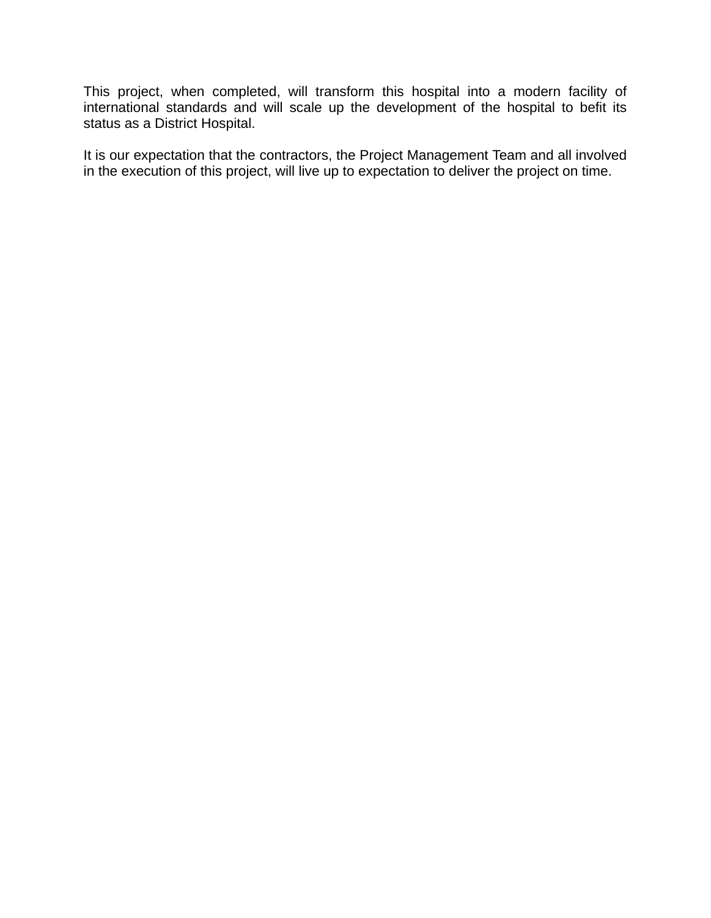This project, when completed, will transform this hospital into a modern facility of international standards and will scale up the development of the hospital to befit its status as a District Hospital.

It is our expectation that the contractors, the Project Management Team and all involved in the execution of this project, will live up to expectation to deliver the project on time.